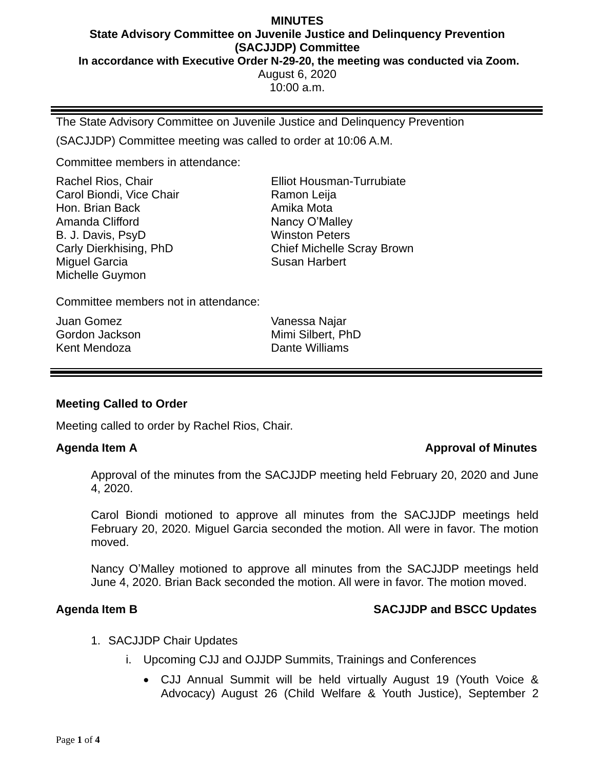**MINUTES**
**State Advisory Committee on Juvenile Justice and Delinquency Prevention (SACJJDP) Committee**
**In accordance with Executive Order N-29-20, the meeting was conducted via Zoom.**
August 6, 2020
10:00 a.m.

---

The State Advisory Committee on Juvenile Justice and Delinquency Prevention (SACJJDP) Committee meeting was called to order at 10:06 A.M.

Committee members in attendance:

Rachel Rios, Chair
Carol Biondi, Vice Chair
Hon. Brian Back
Amanda Clifford
B. J. Davis, PsyD
Carly Dierkhising, PhD
Miguel Garcia
Michelle Guymon
Elliot Housman-Turrubiate
Ramon Leija
Amika Mota
Nancy O'Malley
Winston Peters
Chief Michelle Scray Brown
Susan Harbert

Committee members not in attendance:

Juan Gomez
Gordon Jackson
Kent Mendoza
Vanessa Najar
Mimi Silbert, PhD
Dante Williams

---

**Meeting Called to Order**

Meeting called to order by Rachel Rios, Chair.

**Agenda Item A — Approval of Minutes**

Approval of the minutes from the SACJJDP meeting held February 20, 2020 and June 4, 2020.

Carol Biondi motioned to approve all minutes from the SACJJDP meetings held February 20, 2020. Miguel Garcia seconded the motion. All were in favor. The motion moved.

Nancy O'Malley motioned to approve all minutes from the SACJJDP meetings held June 4, 2020. Brian Back seconded the motion. All were in favor. The motion moved.

**Agenda Item B — SACJJDP and BSCC Updates**

1. SACJJDP Chair Updates
   i. Upcoming CJJ and OJJDP Summits, Trainings and Conferences
      - CJJ Annual Summit will be held virtually August 19 (Youth Voice & Advocacy) August 26 (Child Welfare & Youth Justice), September 2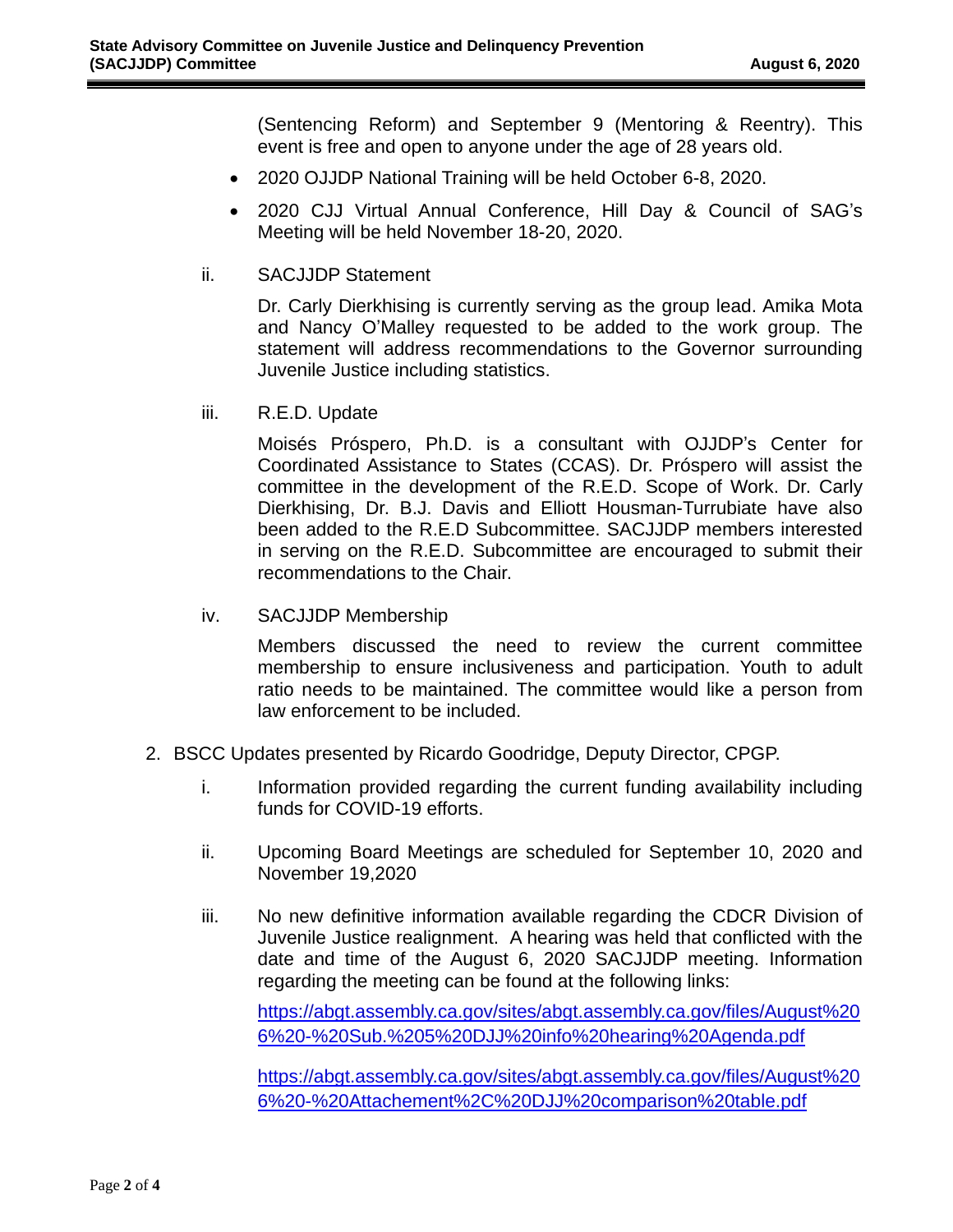(Sentencing Reform) and September 9 (Mentoring & Reentry). This event is free and open to anyone under the age of 28 years old.

- 2020 OJJDP National Training will be held October 6-8, 2020.
- 2020 CJJ Virtual Annual Conference, Hill Day & Council of SAG's Meeting will be held November 18-20, 2020.

ii. SACJJDP Statement

Dr. Carly Dierkhising is currently serving as the group lead. Amika Mota and Nancy O'Malley requested to be added to the work group. The statement will address recommendations to the Governor surrounding Juvenile Justice including statistics.

iii. R.E.D. Update

Moisés Próspero, Ph.D. is a consultant with OJJDP's Center for Coordinated Assistance to States (CCAS). Dr. Próspero will assist the committee in the development of the R.E.D. Scope of Work. Dr. Carly Dierkhising, Dr. B.J. Davis and Elliott Housman-Turrubiate have also been added to the R.E.D Subcommittee. SACJJDP members interested in serving on the R.E.D. Subcommittee are encouraged to submit their recommendations to the Chair.

iv. SACJJDP Membership

Members discussed the need to review the current committee membership to ensure inclusiveness and participation. Youth to adult ratio needs to be maintained. The committee would like a person from law enforcement to be included.

2. BSCC Updates presented by Ricardo Goodridge, Deputy Director, CPGP.

i. Information provided regarding the current funding availability including funds for COVID-19 efforts.

ii. Upcoming Board Meetings are scheduled for September 10, 2020 and November 19,2020

iii. No new definitive information available regarding the CDCR Division of Juvenile Justice realignment. A hearing was held that conflicted with the date and time of the August 6, 2020 SACJJDP meeting. Information regarding the meeting can be found at the following links:

https://abgt.assembly.ca.gov/sites/abgt.assembly.ca.gov/files/August%206%20-%20Sub.%205%20DJJ%20info%20hearing%20Agenda.pdf

https://abgt.assembly.ca.gov/sites/abgt.assembly.ca.gov/files/August%206%20-%20Attachement%2C%20DJJ%20comparison%20table.pdf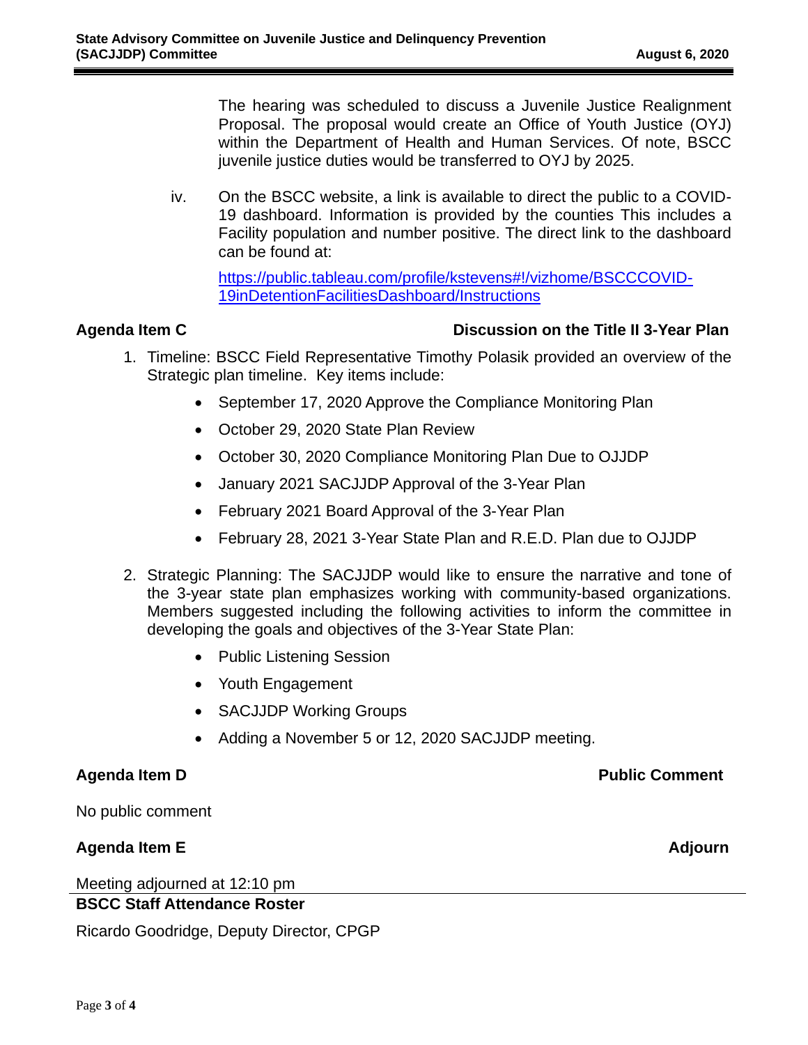The hearing was scheduled to discuss a Juvenile Justice Realignment Proposal. The proposal would create an Office of Youth Justice (OYJ) within the Department of Health and Human Services. Of note, BSCC juvenile justice duties would be transferred to OYJ by 2025.

iv. On the BSCC website, a link is available to direct the public to a COVID-19 dashboard. Information is provided by the counties This includes a Facility population and number positive. The direct link to the dashboard can be found at:

[https://public.tableau.com/profile/kstevens#!/vizhome/BSCCCOVID-19inDetentionFacilitiesDashboard/Instructions](https://public.tableau.com/profile/kstevens#!/vizhome/BSCCCOVID-19inDetentionFacilitiesDashboard/Instructions)

**Agenda Item C — Discussion on the Title II 3-Year Plan**

1. Timeline: BSCC Field Representative Timothy Polasik provided an overview of the Strategic plan timeline. Key items include:
   - September 17, 2020 Approve the Compliance Monitoring Plan
   - October 29, 2020 State Plan Review
   - October 30, 2020 Compliance Monitoring Plan Due to OJJDP
   - January 2021 SACJJDP Approval of the 3-Year Plan
   - February 2021 Board Approval of the 3-Year Plan
   - February 28, 2021 3-Year State Plan and R.E.D. Plan due to OJJDP

2. Strategic Planning: The SACJJDP would like to ensure the narrative and tone of the 3-year state plan emphasizes working with community-based organizations. Members suggested including the following activities to inform the committee in developing the goals and objectives of the 3-Year State Plan:
   - Public Listening Session
   - Youth Engagement
   - SACJJDP Working Groups
   - Adding a November 5 or 12, 2020 SACJJDP meeting.

**Agenda Item D — Public Comment**

No public comment

**Agenda Item E — Adjourn**

Meeting adjourned at 12:10 pm

**BSCC Staff Attendance Roster**

Ricardo Goodridge, Deputy Director, CPGP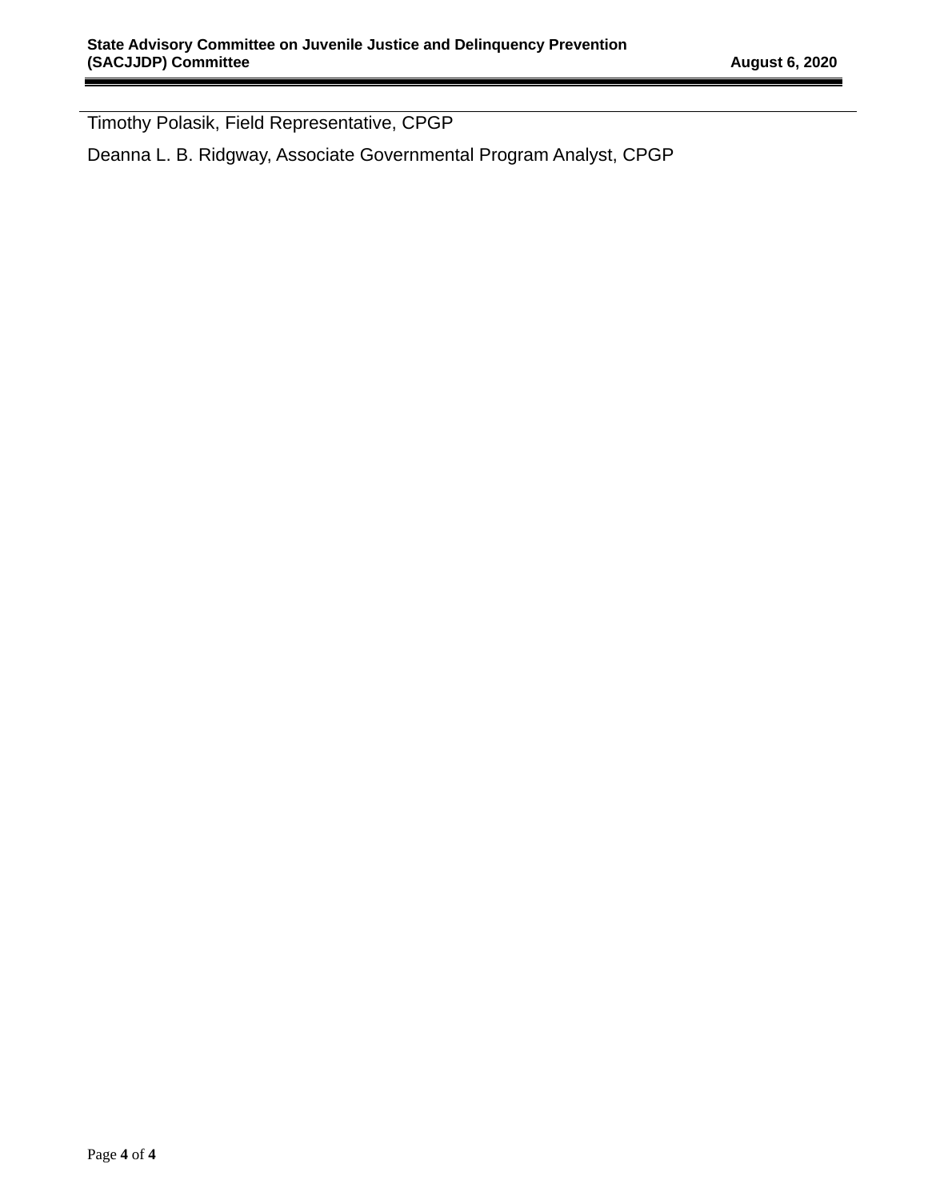Timothy Polasik, Field Representative, CPGP

Deanna L. B. Ridgway, Associate Governmental Program Analyst, CPGP